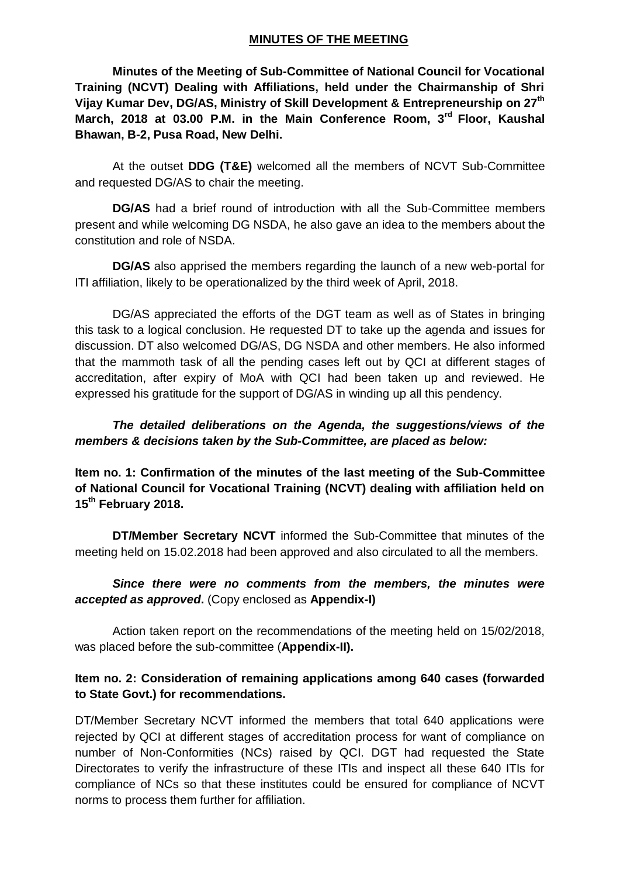## MINUTES OF THE MEETING

**Minutes of the Meeting of Sub-Committee of National Council for Vocational Training (NCVT) Dealing with Affiliations, held under the Chairmanship of Shri Vijay Kumar Dev, DG/AS, Ministry of Skill Development & Entrepreneurship on 27th March, 2018 at 03.00 P.M. in the Main Conference Room, 3rd Floor, Kaushal Bhawan, B-2, Pusa Road, New Delhi.**

At the outset **DDG (T&E)** welcomed all the members of NCVT Sub-Committee and requested DG/AS to chair the meeting.

**DG/AS** had a brief round of introduction with all the Sub-Committee members present and while welcoming DG NSDA, he also gave an idea to the members about the constitution and role of NSDA.

**DG/AS** also apprised the members regarding the launch of a new web-portal for ITI affiliation, likely to be operationalized by the third week of April, 2018.

DG/AS appreciated the efforts of the DGT team as well as of States in bringing this task to a logical conclusion. He requested DT to take up the agenda and issues for discussion. DT also welcomed DG/AS, DG NSDA and other members. He also informed that the mammoth task of all the pending cases left out by QCI at different stages of accreditation, after expiry of MoA with QCI had been taken up and reviewed. He expressed his gratitude for the support of DG/AS in winding up all this pendency.

***The detailed deliberations on the Agenda, the suggestions/views of the members & decisions taken by the Sub-Committee, are placed as below:***

**Item no. 1: Confirmation of the minutes of the last meeting of the Sub-Committee of National Council for Vocational Training (NCVT) dealing with affiliation held on 15th February 2018.**

**DT/Member Secretary NCVT** informed the Sub-Committee that minutes of the meeting held on 15.02.2018 had been approved and also circulated to all the members.

***Since there were no comments from the members, the minutes were accepted as approved*.** (Copy enclosed as **Appendix-I)**

Action taken report on the recommendations of the meeting held on 15/02/2018, was placed before the sub-committee (**Appendix-II).**

**Item no. 2: Consideration of remaining applications among 640 cases (forwarded to State Govt.) for recommendations.**

DT/Member Secretary NCVT informed the members that total 640 applications were rejected by QCI at different stages of accreditation process for want of compliance on number of Non-Conformities (NCs) raised by QCI. DGT had requested the State Directorates to verify the infrastructure of these ITIs and inspect all these 640 ITIs for compliance of NCs so that these institutes could be ensured for compliance of NCVT norms to process them further for affiliation.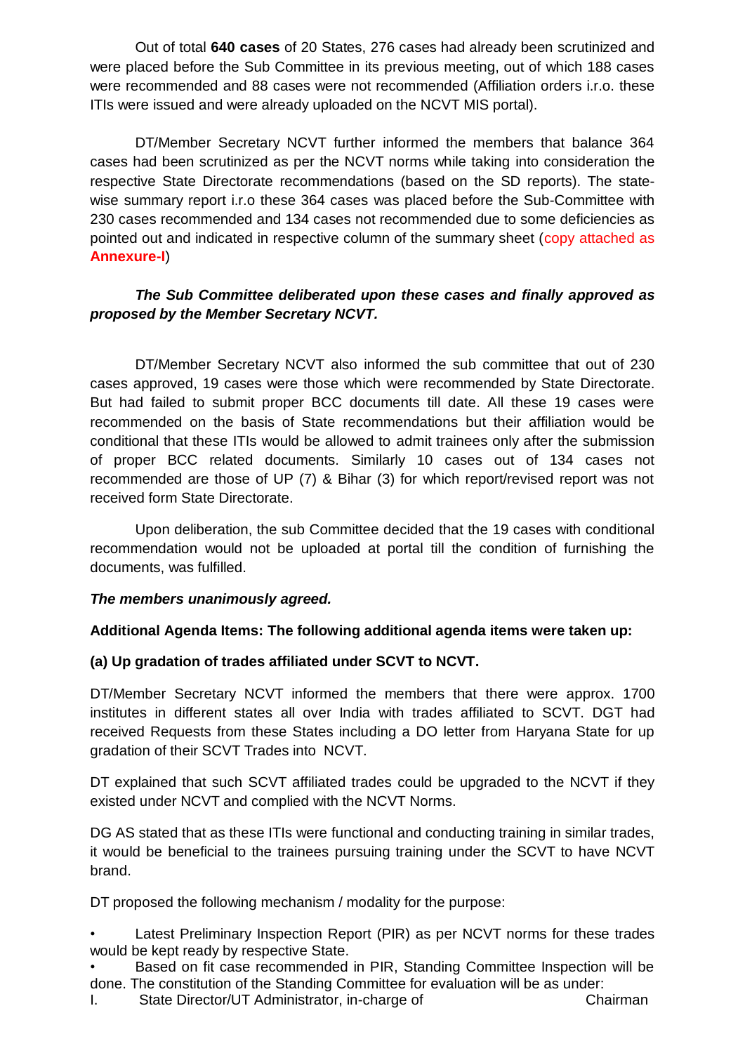Out of total **640 cases** of 20 States, 276 cases had already been scrutinized and were placed before the Sub Committee in its previous meeting, out of which 188 cases were recommended and 88 cases were not recommended (Affiliation orders i.r.o. these ITIs were issued and were already uploaded on the NCVT MIS portal).

DT/Member Secretary NCVT further informed the members that balance 364 cases had been scrutinized as per the NCVT norms while taking into consideration the respective State Directorate recommendations (based on the SD reports). The state-wise summary report i.r.o these 364 cases was placed before the Sub-Committee with 230 cases recommended and 134 cases not recommended due to some deficiencies as pointed out and indicated in respective column of the summary sheet (copy attached as **Annexure-I**)

***The Sub Committee deliberated upon these cases and finally approved as proposed by the Member Secretary NCVT.***

DT/Member Secretary NCVT also informed the sub committee that out of 230 cases approved, 19 cases were those which were recommended by State Directorate. But had failed to submit proper BCC documents till date. All these 19 cases were recommended on the basis of State recommendations but their affiliation would be conditional that these ITIs would be allowed to admit trainees only after the submission of proper BCC related documents. Similarly 10 cases out of 134 cases not recommended are those of UP (7) & Bihar (3) for which report/revised report was not received form State Directorate.

Upon deliberation, the sub Committee decided that the 19 cases with conditional recommendation would not be uploaded at portal till the condition of furnishing the documents, was fulfilled.

***The members unanimously agreed.***

**Additional Agenda Items: The following additional agenda items were taken up:**

**(a) Up gradation of trades affiliated under SCVT to NCVT.**

DT/Member Secretary NCVT informed the members that there were approx. 1700 institutes in different states all over India with trades affiliated to SCVT. DGT had received Requests from these States including a DO letter from Haryana State for up gradation of their SCVT Trades into NCVT.

DT explained that such SCVT affiliated trades could be upgraded to the NCVT if they existed under NCVT and complied with the NCVT Norms.

DG AS stated that as these ITIs were functional and conducting training in similar trades, it would be beneficial to the trainees pursuing training under the SCVT to have NCVT brand.

DT proposed the following mechanism / modality for the purpose:

- Latest Preliminary Inspection Report (PIR) as per NCVT norms for these trades would be kept ready by respective State.
- Based on fit case recommended in PIR, Standing Committee Inspection will be done. The constitution of the Standing Committee for evaluation will be as under:

I. State Director/UT Administrator, in-charge of — Chairman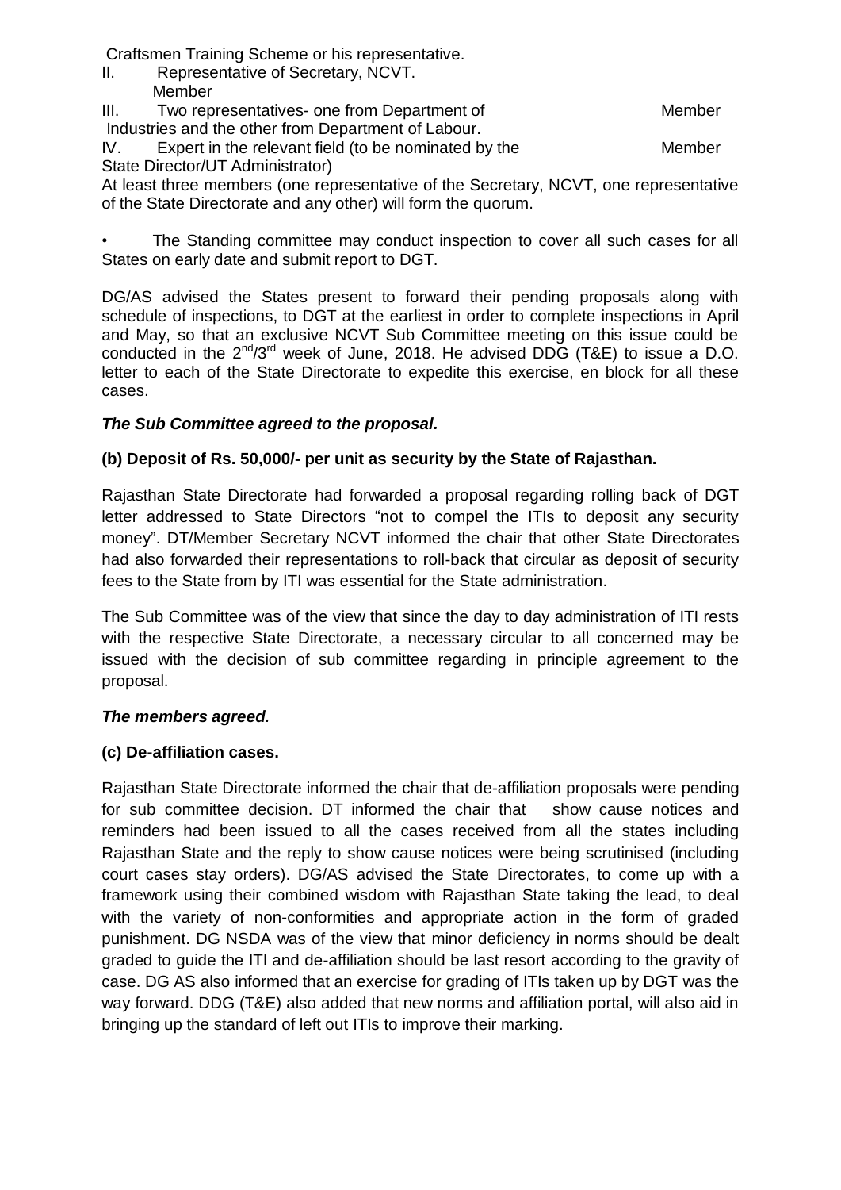Craftsmen Training Scheme or his representative.

II. Representative of Secretary, NCVT. Member

III. Two representatives- one from Department of Industries and the other from Department of Labour. Member

IV. Expert in the relevant field (to be nominated by the State Director/UT Administrator) Member

At least three members (one representative of the Secretary, NCVT, one representative of the State Directorate and any other) will form the quorum.

- The Standing committee may conduct inspection to cover all such cases for all States on early date and submit report to DGT.

DG/AS advised the States present to forward their pending proposals along with schedule of inspections, to DGT at the earliest in order to complete inspections in April and May, so that an exclusive NCVT Sub Committee meeting on this issue could be conducted in the 2nd/3rd week of June, 2018. He advised DDG (T&E) to issue a D.O. letter to each of the State Directorate to expedite this exercise, en block for all these cases.

***The Sub Committee agreed to the proposal.***

**(b) Deposit of Rs. 50,000/- per unit as security by the State of Rajasthan.**

Rajasthan State Directorate had forwarded a proposal regarding rolling back of DGT letter addressed to State Directors "not to compel the ITIs to deposit any security money". DT/Member Secretary NCVT informed the chair that other State Directorates had also forwarded their representations to roll-back that circular as deposit of security fees to the State from by ITI was essential for the State administration.

The Sub Committee was of the view that since the day to day administration of ITI rests with the respective State Directorate, a necessary circular to all concerned may be issued with the decision of sub committee regarding in principle agreement to the proposal.

***The members agreed.***

**(c) De-affiliation cases.**

Rajasthan State Directorate informed the chair that de-affiliation proposals were pending for sub committee decision. DT informed the chair that show cause notices and reminders had been issued to all the cases received from all the states including Rajasthan State and the reply to show cause notices were being scrutinised (including court cases stay orders). DG/AS advised the State Directorates, to come up with a framework using their combined wisdom with Rajasthan State taking the lead, to deal with the variety of non-conformities and appropriate action in the form of graded punishment. DG NSDA was of the view that minor deficiency in norms should be dealt graded to guide the ITI and de-affiliation should be last resort according to the gravity of case. DG AS also informed that an exercise for grading of ITIs taken up by DGT was the way forward. DDG (T&E) also added that new norms and affiliation portal, will also aid in bringing up the standard of left out ITIs to improve their marking.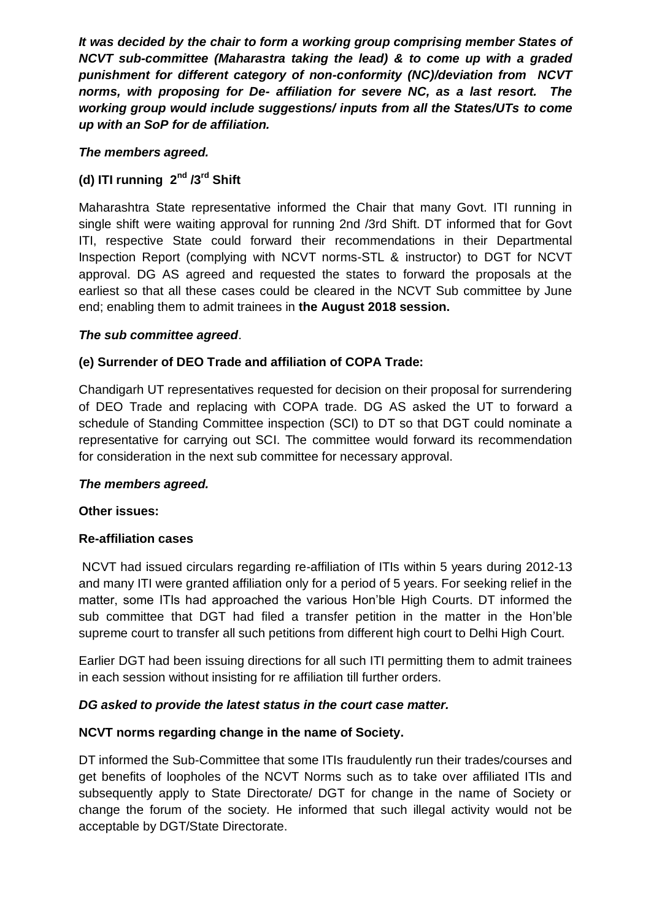***It was decided by the chair to form a working group comprising member States of NCVT sub-committee (Maharastra taking the lead) & to come up with a graded punishment for different category of non-conformity (NC)/deviation from NCVT norms, with proposing for De- affiliation for severe NC, as a last resort. The working group would include suggestions/ inputs from all the States/UTs to come up with an SoP for de affiliation.***

***The members agreed.***

**(d) ITI running 2nd /3rd Shift**

Maharashtra State representative informed the Chair that many Govt. ITI running in single shift were waiting approval for running 2nd /3rd Shift. DT informed that for Govt ITI, respective State could forward their recommendations in their Departmental Inspection Report (complying with NCVT norms-STL & instructor) to DGT for NCVT approval. DG AS agreed and requested the states to forward the proposals at the earliest so that all these cases could be cleared in the NCVT Sub committee by June end; enabling them to admit trainees in **the August 2018 session.**

***The sub committee agreed***.

**(e) Surrender of DEO Trade and affiliation of COPA Trade:**

Chandigarh UT representatives requested for decision on their proposal for surrendering of DEO Trade and replacing with COPA trade. DG AS asked the UT to forward a schedule of Standing Committee inspection (SCI) to DT so that DGT could nominate a representative for carrying out SCI. The committee would forward its recommendation for consideration in the next sub committee for necessary approval.

***The members agreed.***

**Other issues:**

**Re-affiliation cases**

NCVT had issued circulars regarding re-affiliation of ITIs within 5 years during 2012-13 and many ITI were granted affiliation only for a period of 5 years. For seeking relief in the matter, some ITIs had approached the various Hon'ble High Courts. DT informed the sub committee that DGT had filed a transfer petition in the matter in the Hon'ble supreme court to transfer all such petitions from different high court to Delhi High Court.

Earlier DGT had been issuing directions for all such ITI permitting them to admit trainees in each session without insisting for re affiliation till further orders.

***DG asked to provide the latest status in the court case matter.***

**NCVT norms regarding change in the name of Society.**

DT informed the Sub-Committee that some ITIs fraudulently run their trades/courses and get benefits of loopholes of the NCVT Norms such as to take over affiliated ITIs and subsequently apply to State Directorate/ DGT for change in the name of Society or change the forum of the society. He informed that such illegal activity would not be acceptable by DGT/State Directorate.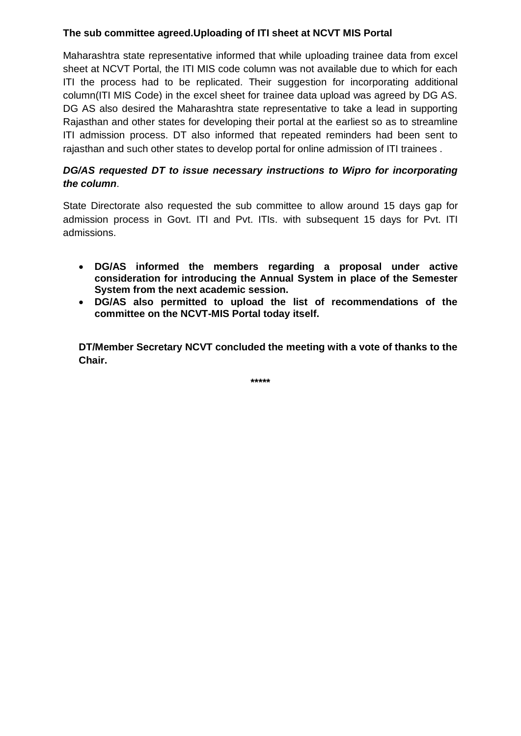**The sub committee agreed.Uploading of ITI sheet at NCVT MIS Portal**

Maharashtra state representative informed that while uploading trainee data from excel sheet at NCVT Portal, the ITI MIS code column was not available due to which for each ITI the process had to be replicated. Their suggestion for incorporating additional column(ITI MIS Code) in the excel sheet for trainee data upload was agreed by DG AS. DG AS also desired the Maharashtra state representative to take a lead in supporting Rajasthan and other states for developing their portal at the earliest so as to streamline ITI admission process. DT also informed that repeated reminders had been sent to rajasthan and such other states to develop portal for online admission of ITI trainees .

***DG/AS requested DT to issue necessary instructions to Wipro for incorporating the column***.

State Directorate also requested the sub committee to allow around 15 days gap for admission process in Govt. ITI and Pvt. ITIs. with subsequent 15 days for Pvt. ITI admissions.

- **DG/AS informed the members regarding a proposal under active consideration for introducing the Annual System in place of the Semester System from the next academic session.**
- **DG/AS also permitted to upload the list of recommendations of the committee on the NCVT-MIS Portal today itself.**

**DT/Member Secretary NCVT concluded the meeting with a vote of thanks to the Chair.**

**\*\*\*\*\***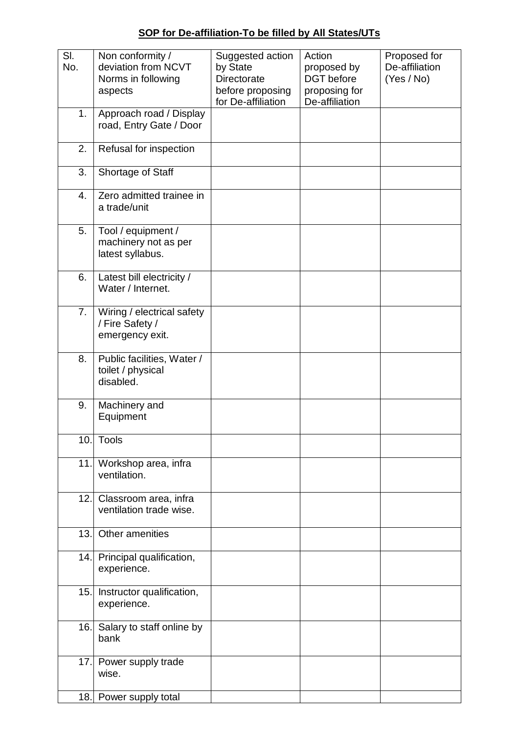**SOP for De-affiliation-To be filled by All States/UTs**

| Sl. No. | Non conformity / deviation from NCVT Norms in following aspects | Suggested action by State Directorate before proposing for De-affiliation | Action proposed by DGT before proposing for De-affiliation | Proposed for De-affiliation (Yes / No) |
|---|---|---|---|---|
| 1. | Approach road / Display road, Entry Gate / Door | | | |
| 2. | Refusal for inspection | | | |
| 3. | Shortage of Staff | | | |
| 4. | Zero admitted trainee in a trade/unit | | | |
| 5. | Tool / equipment / machinery not as per latest syllabus. | | | |
| 6. | Latest bill electricity / Water / Internet. | | | |
| 7. | Wiring / electrical safety / Fire Safety / emergency exit. | | | |
| 8. | Public facilities, Water / toilet / physical disabled. | | | |
| 9. | Machinery and Equipment | | | |
| 10. | Tools | | | |
| 11. | Workshop area, infra ventilation. | | | |
| 12. | Classroom area, infra ventilation trade wise. | | | |
| 13. | Other amenities | | | |
| 14. | Principal qualification, experience. | | | |
| 15. | Instructor qualification, experience. | | | |
| 16. | Salary to staff online by bank | | | |
| 17. | Power supply trade wise. | | | |
| 18. | Power supply total | | | |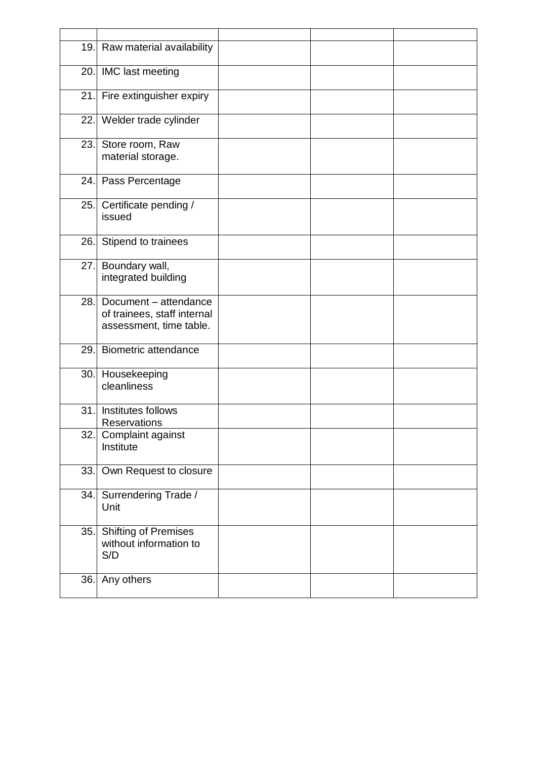| | | | | |
|---|---|---|---|---|
| 19. | Raw material availability | | | |
| 20. | IMC last meeting | | | |
| 21. | Fire extinguisher expiry | | | |
| 22. | Welder trade cylinder | | | |
| 23. | Store room, Raw material storage. | | | |
| 24. | Pass Percentage | | | |
| 25. | Certificate pending / issued | | | |
| 26. | Stipend to trainees | | | |
| 27. | Boundary wall, integrated building | | | |
| 28. | Document – attendance of trainees, staff internal assessment, time table. | | | |
| 29. | Biometric attendance | | | |
| 30. | Housekeeping cleanliness | | | |
| 31. | Institutes follows Reservations | | | |
| 32. | Complaint against Institute | | | |
| 33. | Own Request to closure | | | |
| 34. | Surrendering Trade / Unit | | | |
| 35. | Shifting of Premises without information to S/D | | | |
| 36. | Any others | | | |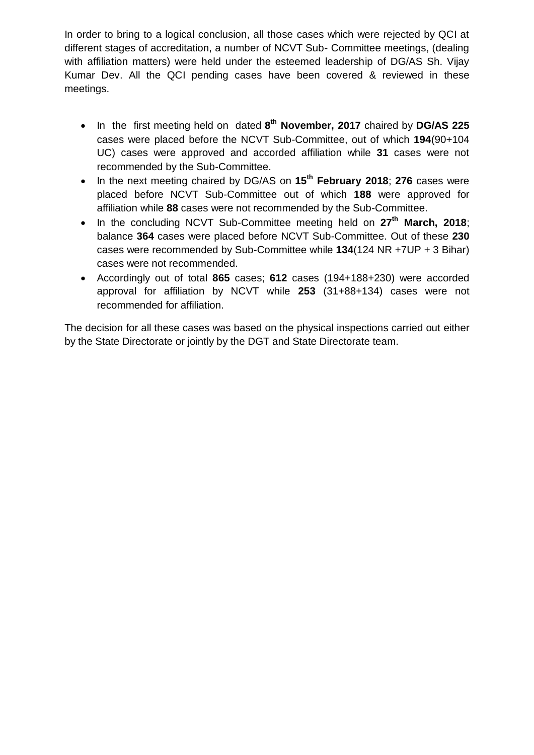In order to bring to a logical conclusion, all those cases which were rejected by QCI at different stages of accreditation, a number of NCVT Sub- Committee meetings, (dealing with affiliation matters) were held under the esteemed leadership of DG/AS Sh. Vijay Kumar Dev. All the QCI pending cases have been covered & reviewed in these meetings.

- In the first meeting held on dated **8th November, 2017** chaired by **DG/AS 225** cases were placed before the NCVT Sub-Committee, out of which **194**(90+104 UC) cases were approved and accorded affiliation while **31** cases were not recommended by the Sub-Committee.
- In the next meeting chaired by DG/AS on **15th February 2018**; **276** cases were placed before NCVT Sub-Committee out of which **188** were approved for affiliation while **88** cases were not recommended by the Sub-Committee.
- In the concluding NCVT Sub-Committee meeting held on **27th March, 2018**; balance **364** cases were placed before NCVT Sub-Committee. Out of these **230** cases were recommended by Sub-Committee while **134**(124 NR +7UP + 3 Bihar) cases were not recommended.
- Accordingly out of total **865** cases; **612** cases (194+188+230) were accorded approval for affiliation by NCVT while **253** (31+88+134) cases were not recommended for affiliation.

The decision for all these cases was based on the physical inspections carried out either by the State Directorate or jointly by the DGT and State Directorate team.